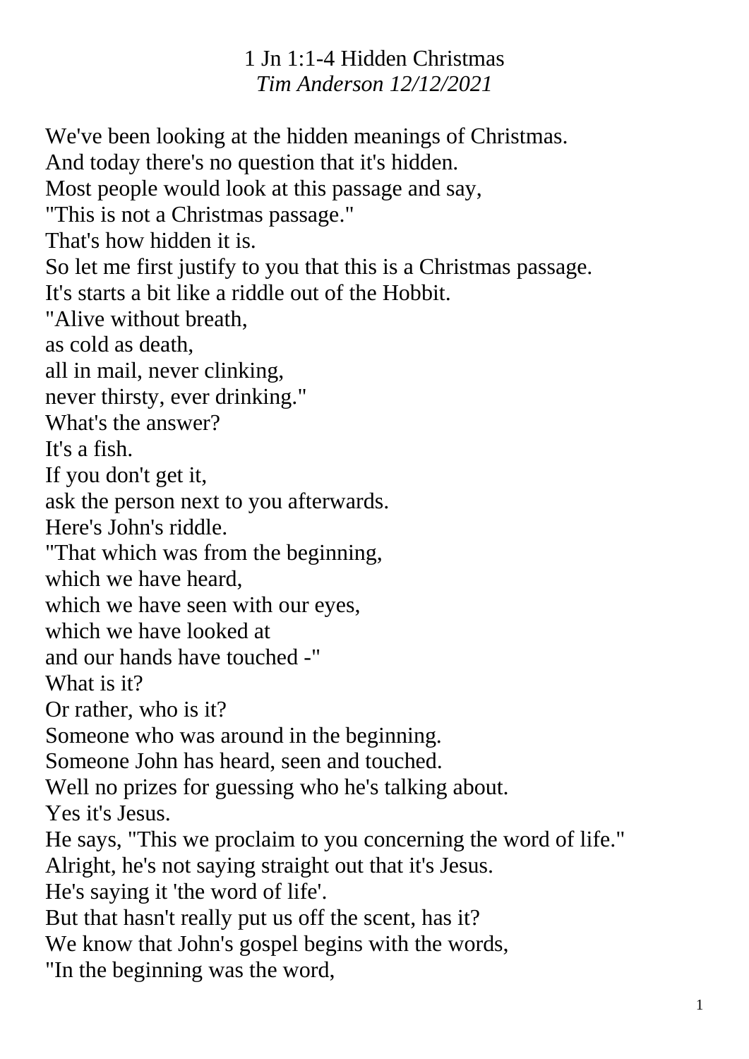# 1 Jn 1:1-4 Hidden Christmas

*Tim Anderson 12/12/2021*

We've been looking at the hidden meanings of Christmas.
And today there's no question that it's hidden.
Most people would look at this passage and say,
"This is not a Christmas passage."
That's how hidden it is.
So let me first justify to you that this is a Christmas passage.
It's starts a bit like a riddle out of the Hobbit.
"Alive without breath,
as cold as death,
all in mail, never clinking,
never thirsty, ever drinking."
What's the answer?
It's a fish.
If you don't get it,
ask the person next to you afterwards.
Here's John's riddle.
"That which was from the beginning,
which we have heard,
which we have seen with our eyes,
which we have looked at
and our hands have touched -"
What is it?
Or rather, who is it?
Someone who was around in the beginning.
Someone John has heard, seen and touched.
Well no prizes for guessing who he's talking about.
Yes it's Jesus.
He says, "This we proclaim to you concerning the word of life."
Alright, he's not saying straight out that it's Jesus.
He's saying it 'the word of life'.
But that hasn't really put us off the scent, has it?
We know that John's gospel begins with the words,
"In the beginning was the word,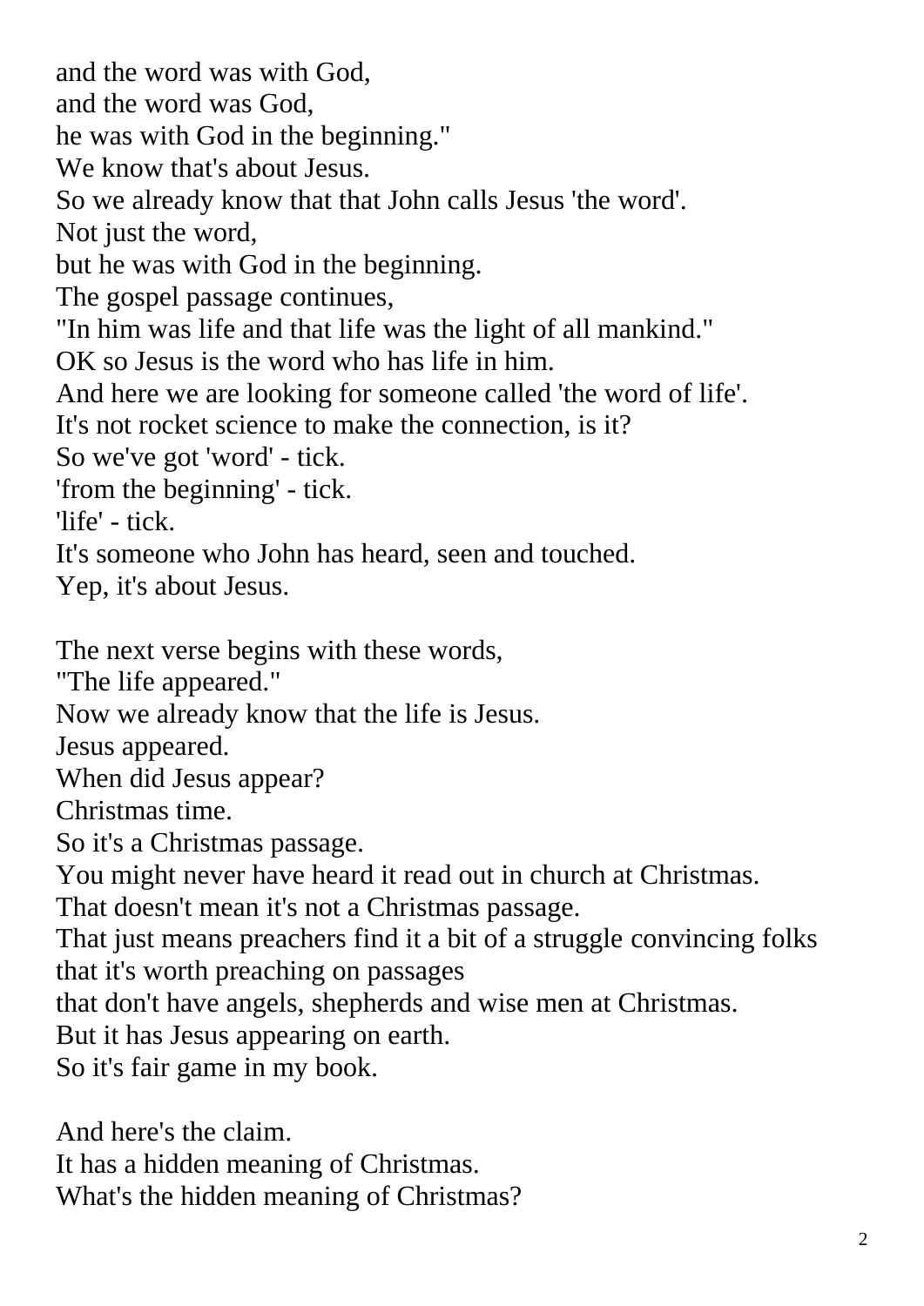and the word was with God,
and the word was God,
he was with God in the beginning."
We know that's about Jesus.
So we already know that that John calls Jesus 'the word'.
Not just the word,
but he was with God in the beginning.
The gospel passage continues,
"In him was life and that life was the light of all mankind."
OK so Jesus is the word who has life in him.
And here we are looking for someone called 'the word of life'.
It's not rocket science to make the connection, is it?
So we've got 'word' - tick.
'from the beginning' - tick.
'life' - tick.
It's someone who John has heard, seen and touched.
Yep, it's about Jesus.

The next verse begins with these words,
"The life appeared."
Now we already know that the life is Jesus.
Jesus appeared.
When did Jesus appear?
Christmas time.
So it's a Christmas passage.
You might never have heard it read out in church at Christmas.
That doesn't mean it's not a Christmas passage.
That just means preachers find it a bit of a struggle convincing folks that it's worth preaching on passages
that don't have angels, shepherds and wise men at Christmas.
But it has Jesus appearing on earth.
So it's fair game in my book.

And here's the claim.
It has a hidden meaning of Christmas.
What's the hidden meaning of Christmas?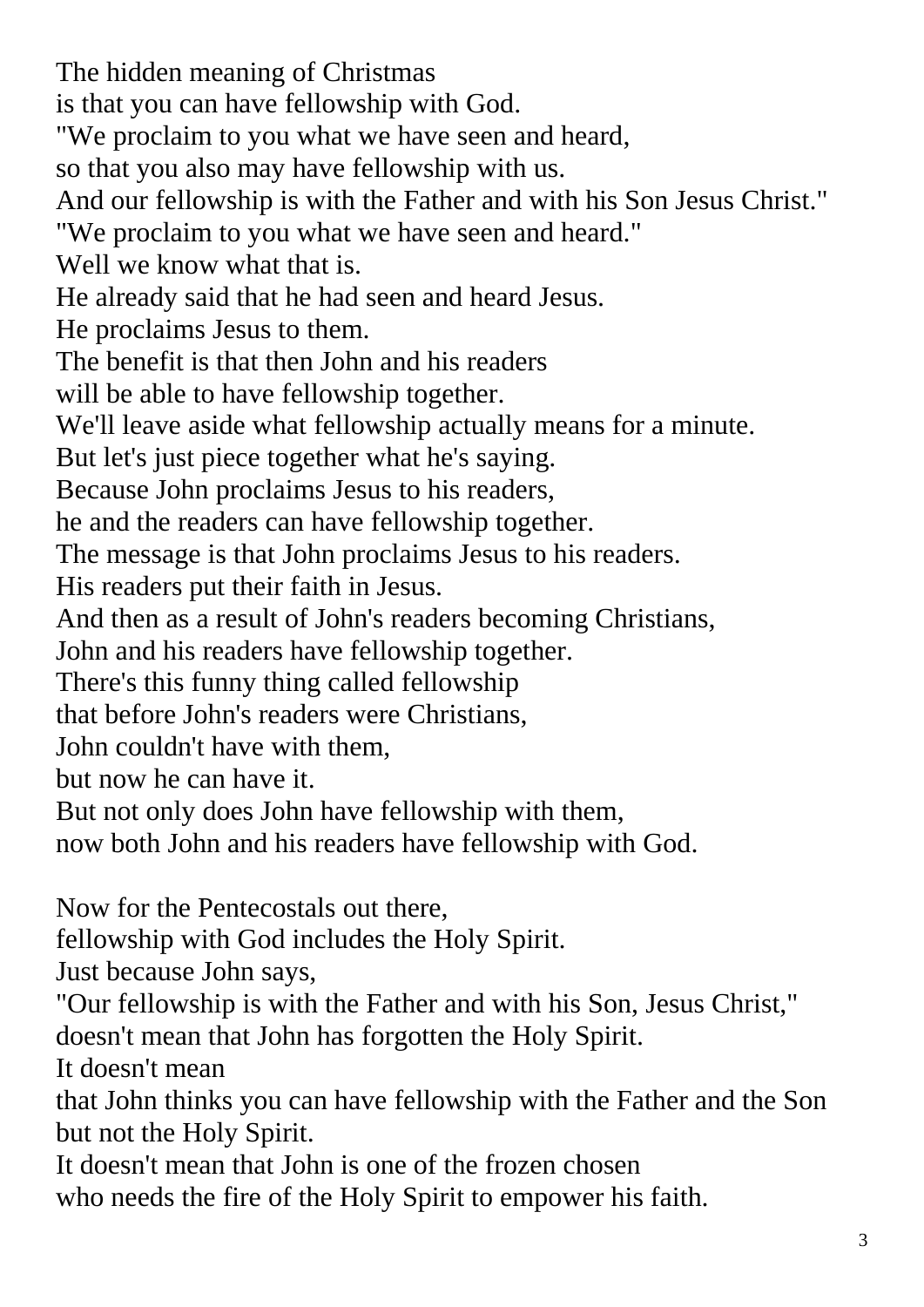The hidden meaning of Christmas
is that you can have fellowship with God.
"We proclaim to you what we have seen and heard,
so that you also may have fellowship with us.
And our fellowship is with the Father and with his Son Jesus Christ."
"We proclaim to you what we have seen and heard."
Well we know what that is.
He already said that he had seen and heard Jesus.
He proclaims Jesus to them.
The benefit is that then John and his readers
will be able to have fellowship together.
We'll leave aside what fellowship actually means for a minute.
But let's just piece together what he's saying.
Because John proclaims Jesus to his readers,
he and the readers can have fellowship together.
The message is that John proclaims Jesus to his readers.
His readers put their faith in Jesus.
And then as a result of John's readers becoming Christians,
John and his readers have fellowship together.
There's this funny thing called fellowship
that before John's readers were Christians,
John couldn't have with them,
but now he can have it.
But not only does John have fellowship with them,
now both John and his readers have fellowship with God.

Now for the Pentecostals out there,
fellowship with God includes the Holy Spirit.
Just because John says,
"Our fellowship is with the Father and with his Son, Jesus Christ,"
doesn't mean that John has forgotten the Holy Spirit.
It doesn't mean
that John thinks you can have fellowship with the Father and the Son but not the Holy Spirit.
It doesn't mean that John is one of the frozen chosen
who needs the fire of the Holy Spirit to empower his faith.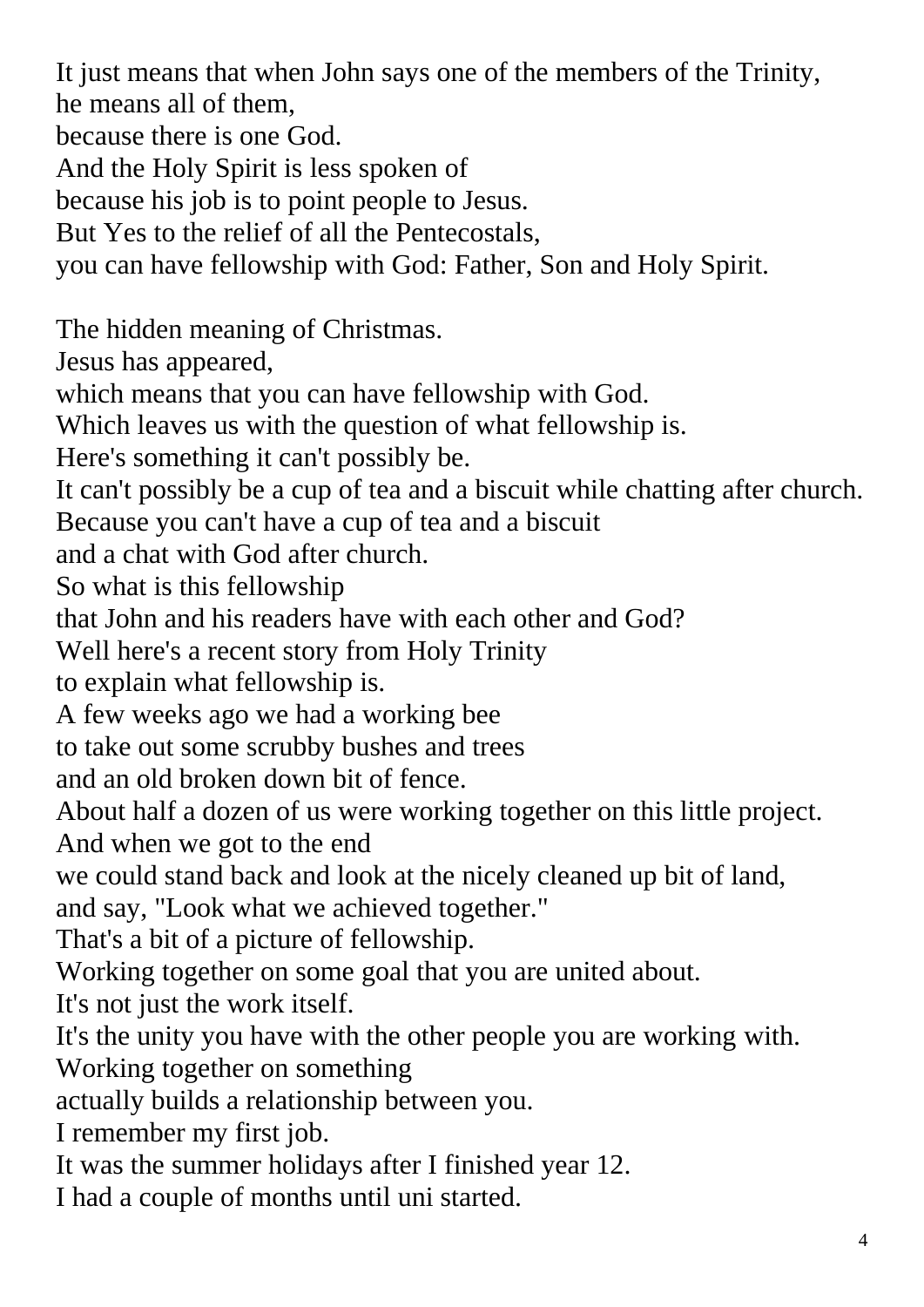It just means that when John says one of the members of the Trinity,
he means all of them,
because there is one God.
And the Holy Spirit is less spoken of
because his job is to point people to Jesus.
But Yes to the relief of all the Pentecostals,
you can have fellowship with God: Father, Son and Holy Spirit.

The hidden meaning of Christmas.
Jesus has appeared,
which means that you can have fellowship with God.
Which leaves us with the question of what fellowship is.
Here's something it can't possibly be.
It can't possibly be a cup of tea and a biscuit while chatting after church.
Because you can't have a cup of tea and a biscuit
and a chat with God after church.
So what is this fellowship
that John and his readers have with each other and God?
Well here's a recent story from Holy Trinity
to explain what fellowship is.
A few weeks ago we had a working bee
to take out some scrubby bushes and trees
and an old broken down bit of fence.
About half a dozen of us were working together on this little project.
And when we got to the end
we could stand back and look at the nicely cleaned up bit of land,
and say, "Look what we achieved together."
That's a bit of a picture of fellowship.
Working together on some goal that you are united about.
It's not just the work itself.
It's the unity you have with the other people you are working with.
Working together on something
actually builds a relationship between you.
I remember my first job.
It was the summer holidays after I finished year 12.
I had a couple of months until uni started.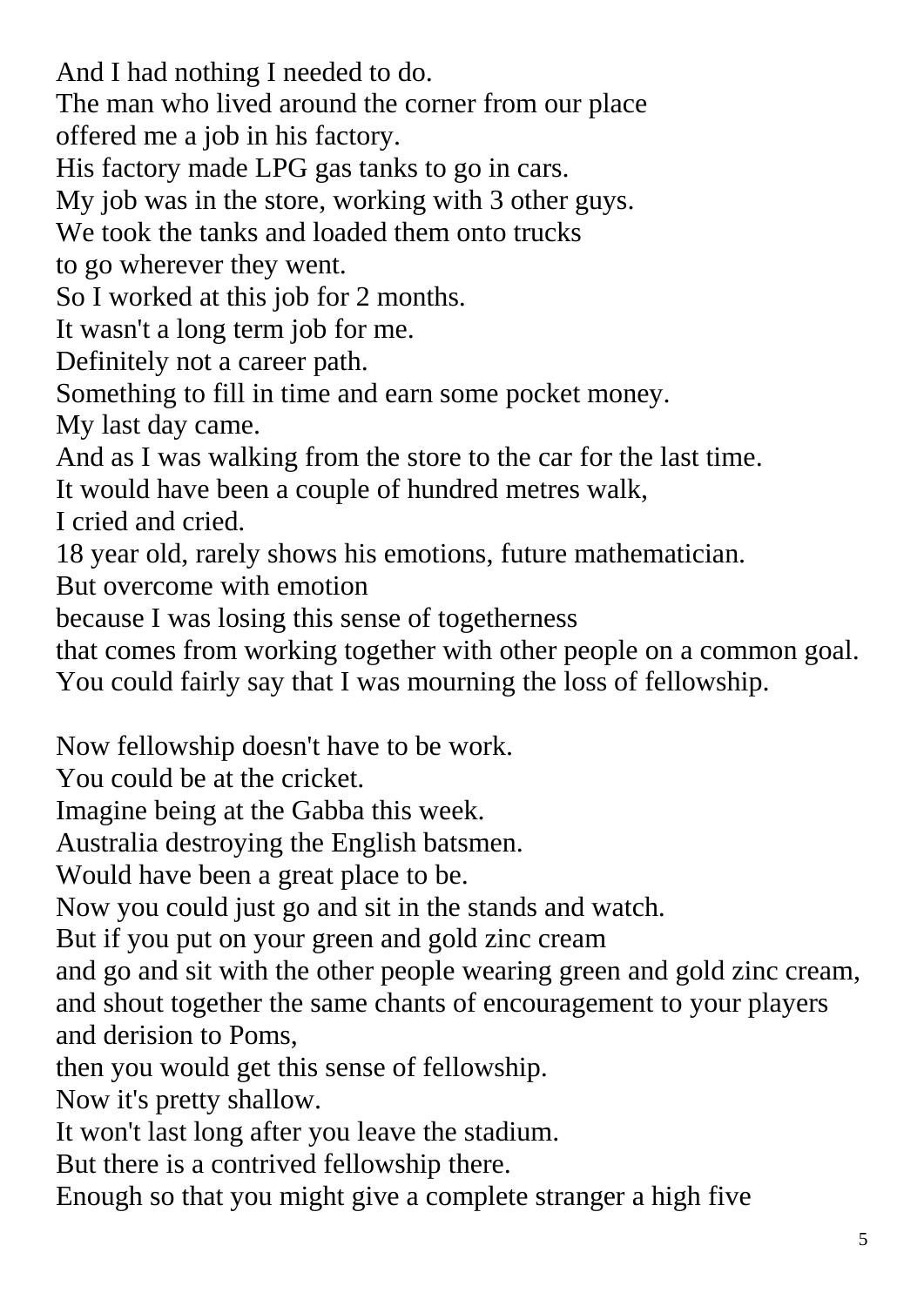And I had nothing I needed to do.
The man who lived around the corner from our place
offered me a job in his factory.
His factory made LPG gas tanks to go in cars.
My job was in the store, working with 3 other guys.
We took the tanks and loaded them onto trucks
to go wherever they went.
So I worked at this job for 2 months.
It wasn't a long term job for me.
Definitely not a career path.
Something to fill in time and earn some pocket money.
My last day came.
And as I was walking from the store to the car for the last time.
It would have been a couple of hundred metres walk,
I cried and cried.
18 year old, rarely shows his emotions, future mathematician.
But overcome with emotion
because I was losing this sense of togetherness
that comes from working together with other people on a common goal.
You could fairly say that I was mourning the loss of fellowship.

Now fellowship doesn't have to be work.
You could be at the cricket.
Imagine being at the Gabba this week.
Australia destroying the English batsmen.
Would have been a great place to be.
Now you could just go and sit in the stands and watch.
But if you put on your green and gold zinc cream
and go and sit with the other people wearing green and gold zinc cream,
and shout together the same chants of encouragement to your players
and derision to Poms,
then you would get this sense of fellowship.
Now it's pretty shallow.
It won't last long after you leave the stadium.
But there is a contrived fellowship there.
Enough so that you might give a complete stranger a high five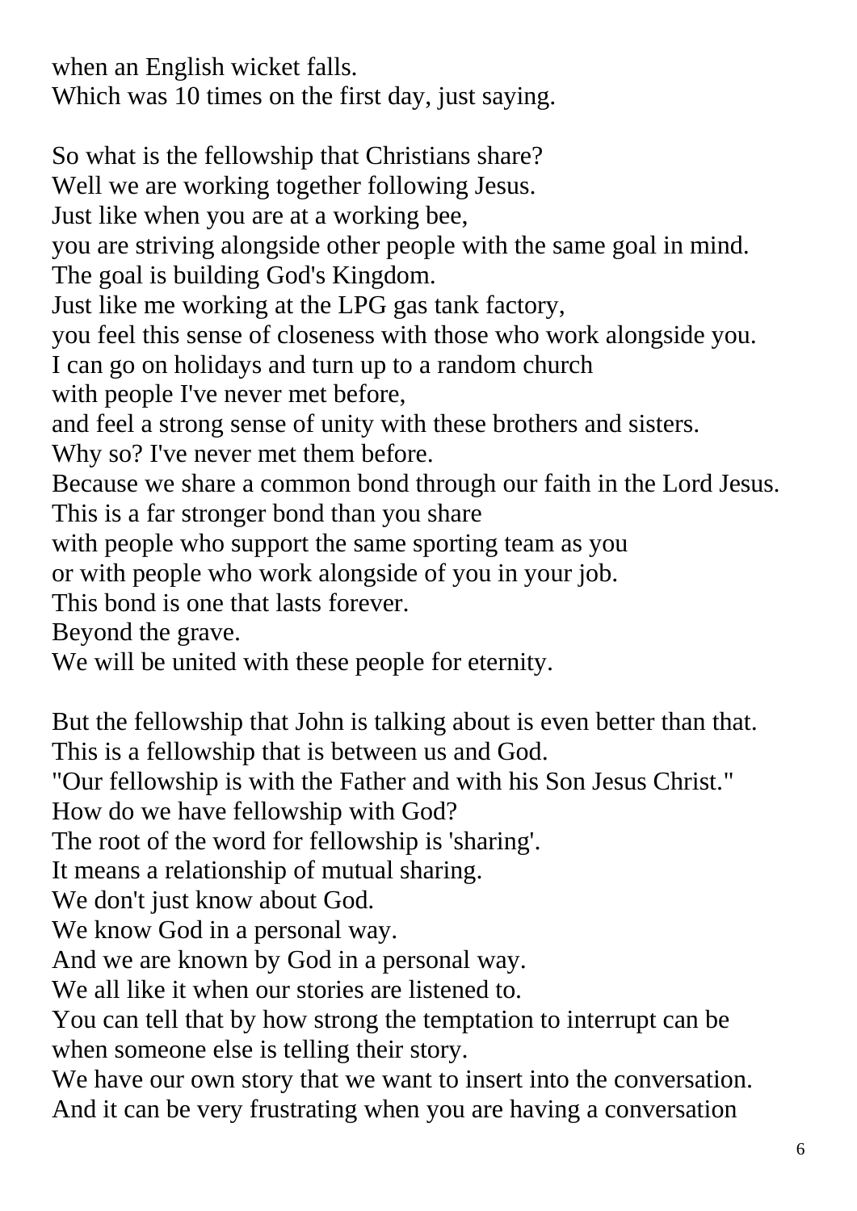when an English wicket falls.
Which was 10 times on the first day, just saying.

So what is the fellowship that Christians share?
Well we are working together following Jesus.
Just like when you are at a working bee,
you are striving alongside other people with the same goal in mind.
The goal is building God's Kingdom.
Just like me working at the LPG gas tank factory,
you feel this sense of closeness with those who work alongside you.
I can go on holidays and turn up to a random church
with people I've never met before,
and feel a strong sense of unity with these brothers and sisters.
Why so? I've never met them before.
Because we share a common bond through our faith in the Lord Jesus.
This is a far stronger bond than you share
with people who support the same sporting team as you
or with people who work alongside of you in your job.
This bond is one that lasts forever.
Beyond the grave.
We will be united with these people for eternity.

But the fellowship that John is talking about is even better than that.
This is a fellowship that is between us and God.
"Our fellowship is with the Father and with his Son Jesus Christ."
How do we have fellowship with God?
The root of the word for fellowship is 'sharing'.
It means a relationship of mutual sharing.
We don't just know about God.
We know God in a personal way.
And we are known by God in a personal way.
We all like it when our stories are listened to.
You can tell that by how strong the temptation to interrupt can be
when someone else is telling their story.
We have our own story that we want to insert into the conversation.
And it can be very frustrating when you are having a conversation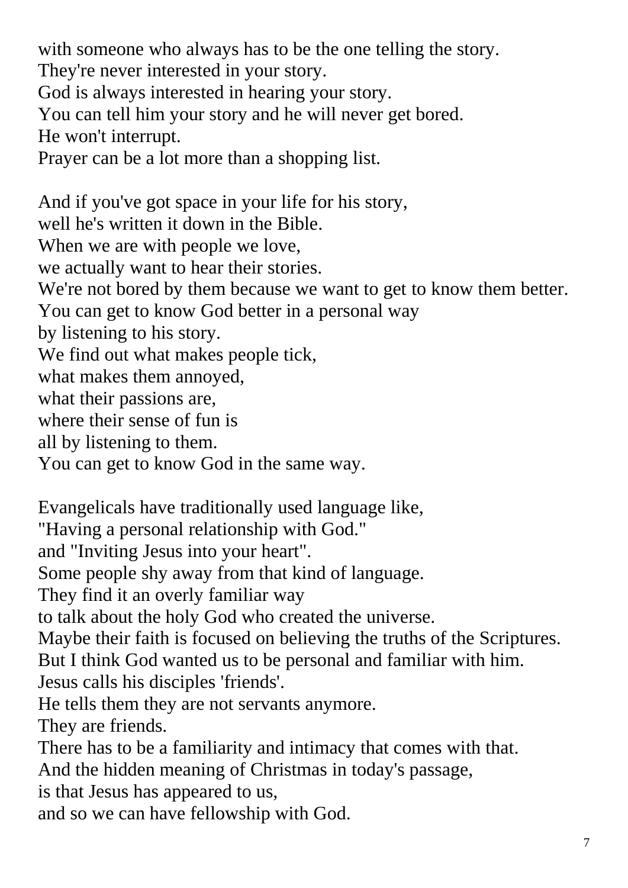with someone who always has to be the one telling the story.
They're never interested in your story.
God is always interested in hearing your story.
You can tell him your story and he will never get bored.
He won't interrupt.
Prayer can be a lot more than a shopping list.

And if you've got space in your life for his story,
well he's written it down in the Bible.
When we are with people we love,
we actually want to hear their stories.
We're not bored by them because we want to get to know them better.
You can get to know God better in a personal way
by listening to his story.
We find out what makes people tick,
what makes them annoyed,
what their passions are,
where their sense of fun is
all by listening to them.
You can get to know God in the same way.

Evangelicals have traditionally used language like,
"Having a personal relationship with God."
and "Inviting Jesus into your heart".
Some people shy away from that kind of language.
They find it an overly familiar way
to talk about the holy God who created the universe.
Maybe their faith is focused on believing the truths of the Scriptures.
But I think God wanted us to be personal and familiar with him.
Jesus calls his disciples 'friends'.
He tells them they are not servants anymore.
They are friends.
There has to be a familiarity and intimacy that comes with that.
And the hidden meaning of Christmas in today's passage,
is that Jesus has appeared to us,
and so we can have fellowship with God.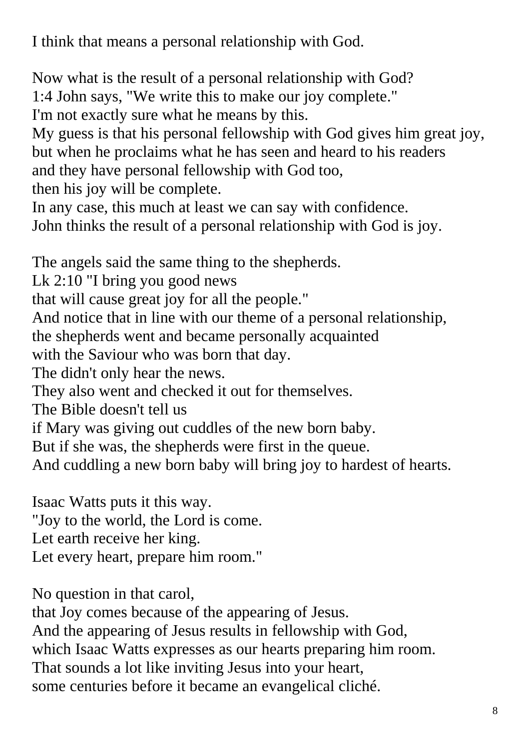I think that means a personal relationship with God.

Now what is the result of a personal relationship with God?
1:4 John says, "We write this to make our joy complete."
I'm not exactly sure what he means by this.
My guess is that his personal fellowship with God gives him great joy,
but when he proclaims what he has seen and heard to his readers
and they have personal fellowship with God too,
then his joy will be complete.
In any case, this much at least we can say with confidence.
John thinks the result of a personal relationship with God is joy.

The angels said the same thing to the shepherds.
Lk 2:10 "I bring you good news
that will cause great joy for all the people."
And notice that in line with our theme of a personal relationship,
the shepherds went and became personally acquainted
with the Saviour who was born that day.
The didn't only hear the news.
They also went and checked it out for themselves.
The Bible doesn't tell us
if Mary was giving out cuddles of the new born baby.
But if she was, the shepherds were first in the queue.
And cuddling a new born baby will bring joy to hardest of hearts.

Isaac Watts puts it this way.
"Joy to the world, the Lord is come.
Let earth receive her king.
Let every heart, prepare him room."

No question in that carol,
that Joy comes because of the appearing of Jesus.
And the appearing of Jesus results in fellowship with God,
which Isaac Watts expresses as our hearts preparing him room.
That sounds a lot like inviting Jesus into your heart,
some centuries before it became an evangelical cliché.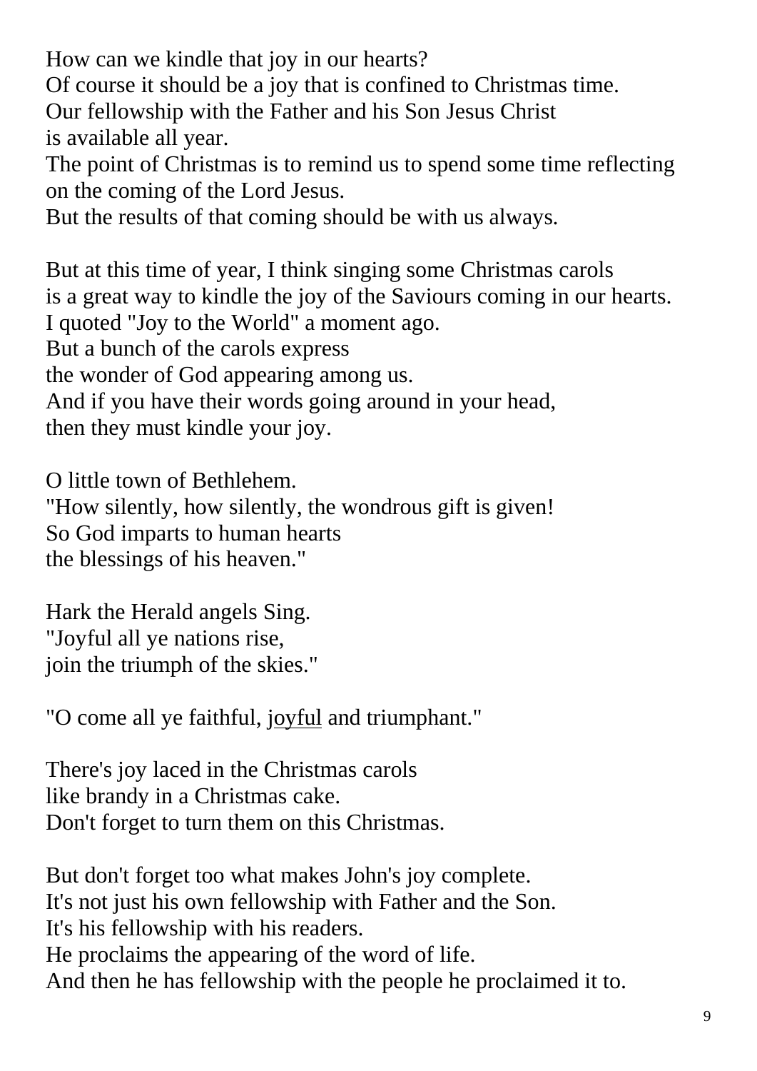How can we kindle that joy in our hearts?
Of course it should be a joy that is confined to Christmas time.
Our fellowship with the Father and his Son Jesus Christ
is available all year.
The point of Christmas is to remind us to spend some time reflecting on the coming of the Lord Jesus.
But the results of that coming should be with us always.

But at this time of year, I think singing some Christmas carols
is a great way to kindle the joy of the Saviours coming in our hearts.
I quoted "Joy to the World" a moment ago.
But a bunch of the carols express
the wonder of God appearing among us.
And if you have their words going around in your head,
then they must kindle your joy.

O little town of Bethlehem.
"How silently, how silently, the wondrous gift is given!
So God imparts to human hearts
the blessings of his heaven."

Hark the Herald angels Sing.
"Joyful all ye nations rise,
join the triumph of the skies."

"O come all ye faithful, <u>joyful</u> and triumphant."

There's joy laced in the Christmas carols
like brandy in a Christmas cake.
Don't forget to turn them on this Christmas.

But don't forget too what makes John's joy complete.
It's not just his own fellowship with Father and the Son.
It's his fellowship with his readers.
He proclaims the appearing of the word of life.
And then he has fellowship with the people he proclaimed it to.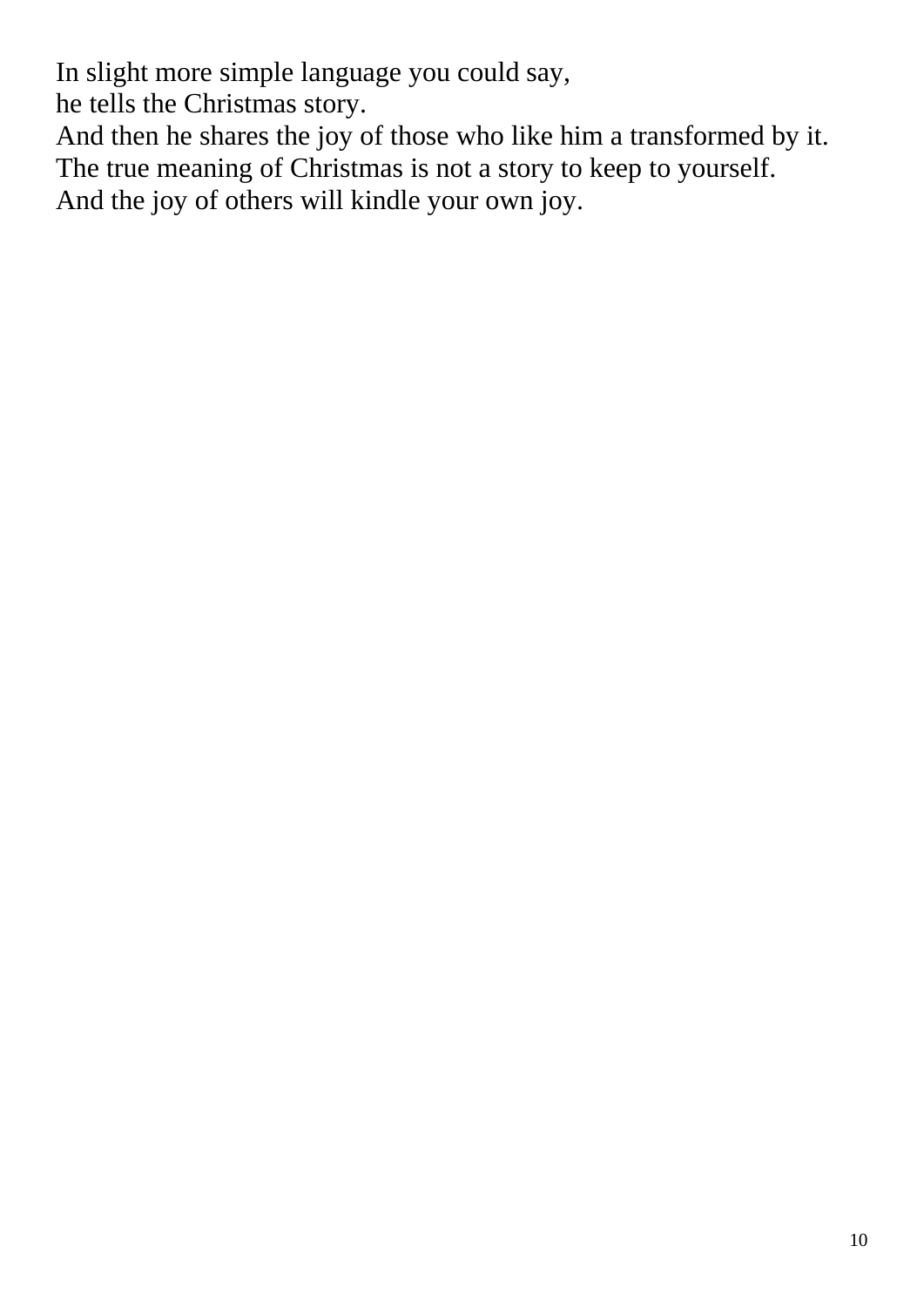In slight more simple language you could say,
he tells the Christmas story.
And then he shares the joy of those who like him a transformed by it.
The true meaning of Christmas is not a story to keep to yourself.
And the joy of others will kindle your own joy.